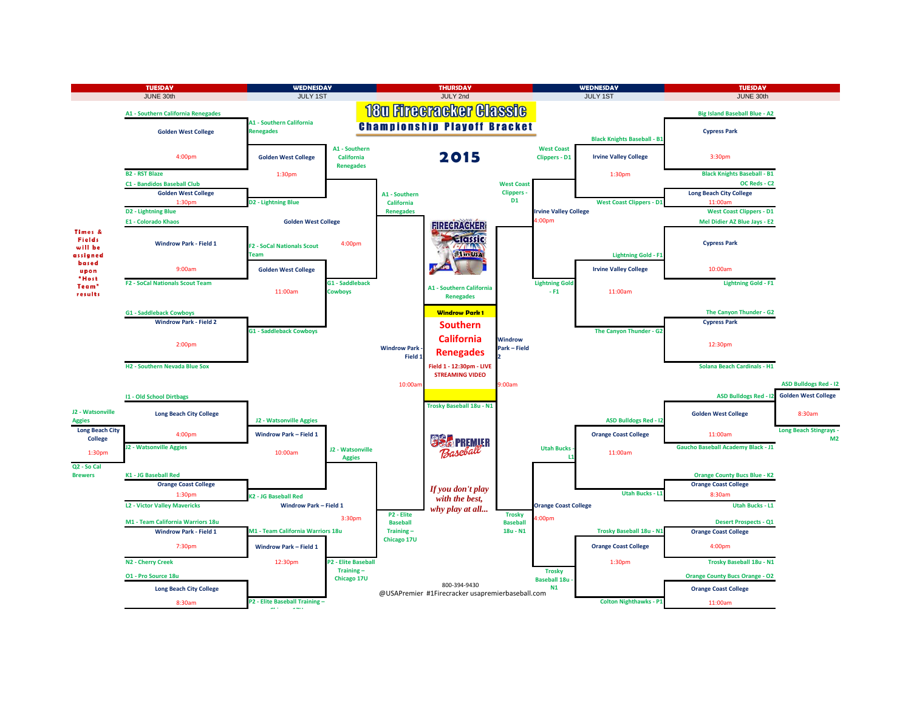# 18u Firecracker Classic

## Championship Playoff Bracket

## 2015

| TUESDAY | WEDNESDAY | THURSDAY | WEDNESDAY | TUESDAY |
|---|---|---|---|---|
| JUNE 30th | JULY 1ST | JULY 2nd | JULY 1ST | JUNE 30th |

**Times & Fields will be assigned based upon "Host Team" results**

### Left Side

**Tuesday, June 30th**

- A1 - Southern California Renegades vs. B2 - RST Blaze — Golden West College, 4:00pm
- C1 - Bandidos Baseball Club vs. D2 - Lightning Blue — Golden West College, 1:30pm
- E1 - Colorado Khaos vs. F2 - SoCal Nationals Scout Team — Windrow Park - Field 1, 9:00am
- G1 - Saddleback Cowboys vs. H2 - Southern Nevada Blue Sox — Windrow Park - Field 2, 2:00pm
- J2 - Watsonville Aggies vs. Q2 - So Cal Brewers — Long Beach City College, 1:30pm
- I1 - Old School Dirtbags vs. J2 - Watsonville Aggies — Long Beach City College, 4:00pm
- K1 - JG Baseball Red vs. L2 - Victor Valley Mavericks — Orange Coast College, 1:30pm
- M1 - Team California Warriors 18u vs. N2 - Cherry Creek — Windrow Park - Field 1, 7:30pm
- O1 - Pro Source 18u vs. P2 - Elite Baseball Training – Chicago 17U — Long Beach City College, 8:30am

**Wednesday, July 1st**

- A1 - Southern California Renegades vs. D2 - Lightning Blue — Golden West College, 1:30pm
- F2 - SoCal Nationals Scout Team vs. G1 - Saddleback Cowboys — Golden West College, 11:00am
- A1 - Southern California Renegades vs. G1 - Saddleback Cowboys — Golden West College, 4:00pm
- J2 - Watsonville Aggies vs. K2 - JG Baseball Red — Windrow Park – Field 1, 10:00am
- M1 - Team California Warriors 18u vs. P2 - Elite Baseball Training – Chicago 17U — Windrow Park – Field 1, 12:30pm
- J2 - Watsonville Aggies vs. P2 - Elite Baseball Training – Chicago 17U — Windrow Park – Field 1, 3:30pm

**Thursday, July 2nd**

- A1 - Southern California Renegades vs. P2 - Elite Baseball Training – Chicago 17U — Windrow Park - Field 1, 10:00am

### Right Side

**Tuesday, June 30th**

- Big Island Baseball Blue - A2 vs. Black Knights Baseball - B1 — Cypress Park, 3:30pm
- OC Reds - C2 vs. West Coast Clippers - D1 — Long Beach City College, 11:00am
- Mel Didier AZ Blue Jays - E2 vs. Lightning Gold - F1 — Cypress Park, 10:00am
- The Canyon Thunder - G2 vs. Solana Beach Cardinals - H1 — Cypress Park, 12:30pm
- ASD Bulldogs Red - I2 vs. Long Beach Stingrays - M2 — Golden West College, 8:30am
- ASD Bulldogs Red - I2 vs. Gaucho Baseball Academy Black - J1 — Golden West College, 11:00am
- Orange County Bucs Blue - K2 vs. Utah Bucks - L1 — Orange Coast College, 8:30am
- Desert Prospects - Q1 vs. Trosky Baseball 18u - N1 — Orange Coast College, 4:00pm
- Orange County Bucs Orange - O2 vs. Colton Nighthawks - P1 — Orange Coast College, 11:00am

**Wednesday, July 1st**

- Black Knights Baseball - B1 vs. West Coast Clippers - D1 — Irvine Valley College, 1:30pm
- Lightning Gold - F1 vs. The Canyon Thunder - G2 — Irvine Valley College, 11:00am
- West Coast Clippers - D1 vs. Lightning Gold - F1 — Irvine Valley College, 4:00pm
- ASD Bulldogs Red - I2 vs. Utah Bucks - L1 — Orange Coast College, 11:00am
- Trosky Baseball 18u - N1 vs. Colton Nighthawks - P1 — Orange Coast College, 1:30pm
- Utah Bucks - L1 vs. Trosky Baseball 18u - N1 — Orange Coast College, 4:00pm

**Thursday, July 2nd**

- West Coast Clippers - D1 vs. Trosky Baseball 18u - N1 — Windrow Park – Field 2, 9:00am

### Championship

- A1 - Southern California Renegades vs. Trosky Baseball 18u - N1
- Windrow Park 1 — Field 1 - 12:30pm - LIVE STREAMING VIDEO

**Champion: Southern California Renegades**

*If you don't play with the best, why play at all...*

800-394-9430

@USAPremier #1Firecracker usapremierbaseball.com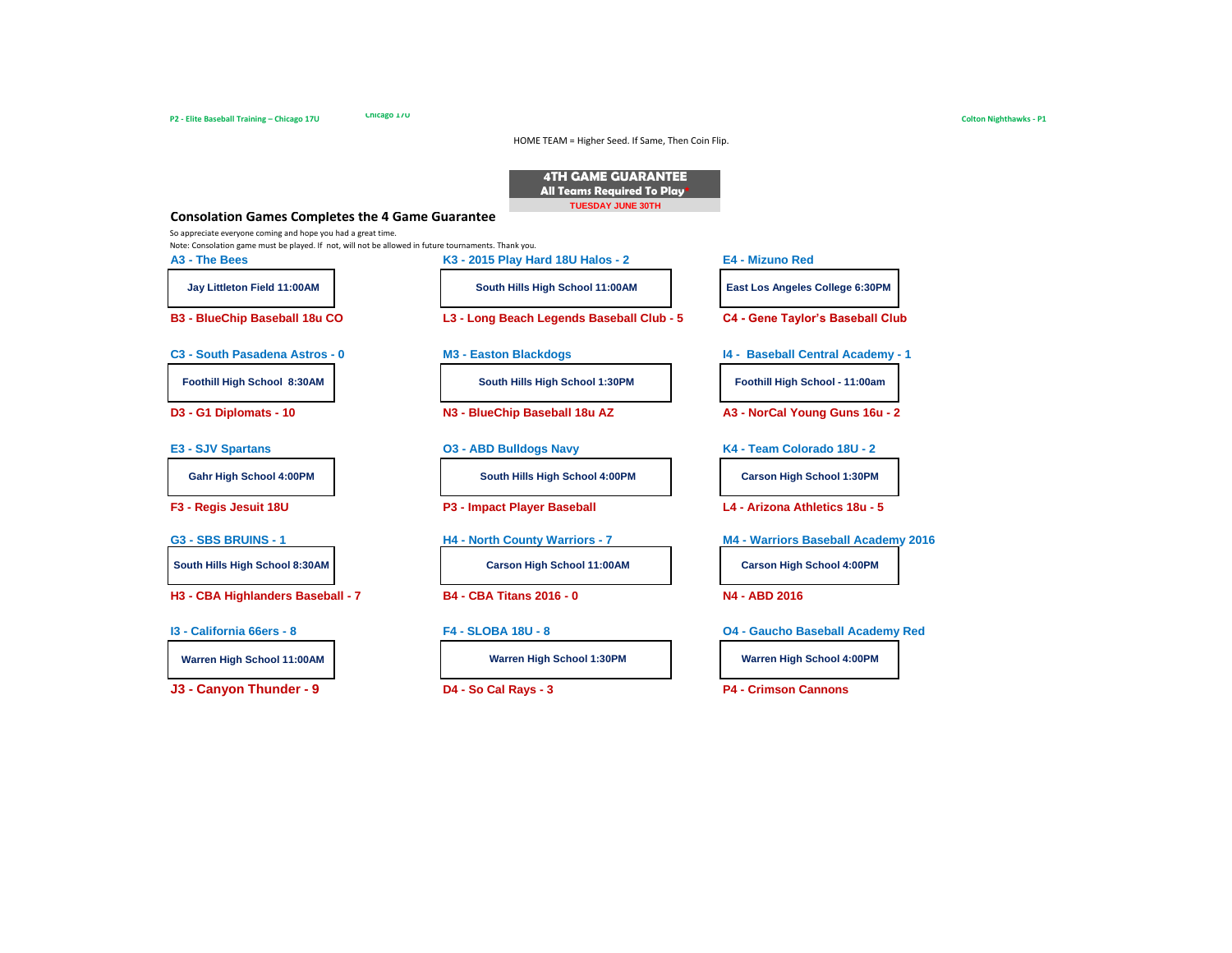P2 - Elite Baseball Training – Chicago 17U

Chicago 17U

Colton Nighthawks - P1

HOME TEAM = Higher Seed. If Same, Then Coin Flip.

**4TH GAME GUARANTEE**
**All Teams Required To Play**
**TUESDAY JUNE 30TH**

## Consolation Games Completes the 4 Game Guarantee

So appreciate everyone coming and hope you had a great time.

Note: Consolation game must be played. If not, will not be allowed in future tournaments. Thank you.

**A3 - The Bees**
Jay Littleton Field 11:00AM
**B3 - BlueChip Baseball 18u CO**

**C3 - South Pasadena Astros - 0**
Foothill High School 8:30AM
**D3 - G1 Diplomats - 10**

**E3 - SJV Spartans**
Gahr High School 4:00PM
**F3 - Regis Jesuit 18U**

**G3 - SBS BRUINS - 1**
South Hills High School 8:30AM
**H3 - CBA Highlanders Baseball - 7**

**I3 - California 66ers - 8**
Warren High School 11:00AM
**J3 - Canyon Thunder - 9**

**K3 - 2015 Play Hard 18U Halos - 2**
South Hills High School 11:00AM
**L3 - Long Beach Legends Baseball Club - 5**

**M3 - Easton Blackdogs**
South Hills High School 1:30PM
**N3 - BlueChip Baseball 18u AZ**

**O3 - ABD Bulldogs Navy**
South Hills High School 4:00PM
**P3 - Impact Player Baseball**

**H4 - North County Warriors - 7**
Carson High School 11:00AM
**B4 - CBA Titans 2016 - 0**

**F4 - SLOBA 18U - 8**
Warren High School 1:30PM
**D4 - So Cal Rays - 3**

**E4 - Mizuno Red**
East Los Angeles College 6:30PM
**C4 - Gene Taylor's Baseball Club**

**I4 - Baseball Central Academy - 1**
Foothill High School - 11:00am
**A3 - NorCal Young Guns 16u - 2**

**K4 - Team Colorado 18U - 2**
Carson High School 1:30PM
**L4 - Arizona Athletics 18u - 5**

**M4 - Warriors Baseball Academy 2016**
Carson High School 4:00PM
**N4 - ABD 2016**

**O4 - Gaucho Baseball Academy Red**
Warren High School 4:00PM
**P4 - Crimson Cannons**